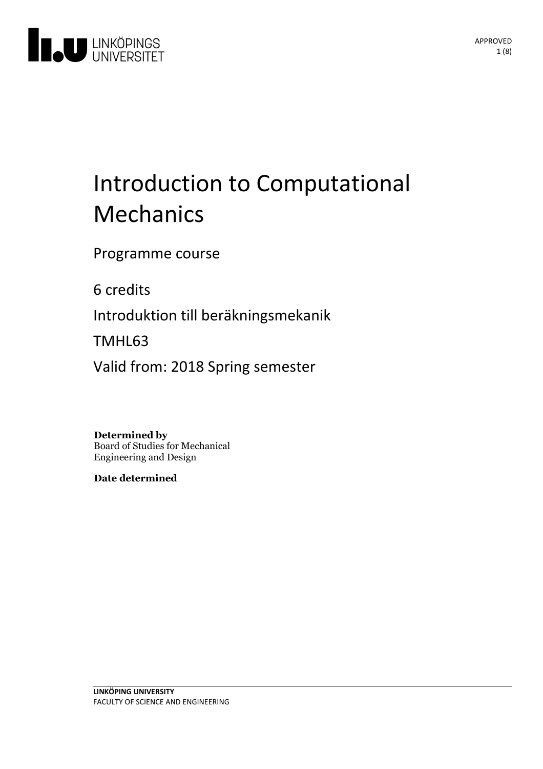# Introduction to Computational Mechanics

Programme course

6 credits

Introduktion till beräkningsmekanik

TMHL63

Valid from: 2018 Spring semester

**Determined by**
Board of Studies for Mechanical Engineering and Design

**Date determined**

**LINKÖPING UNIVERSITY**
FACULTY OF SCIENCE AND ENGINEERING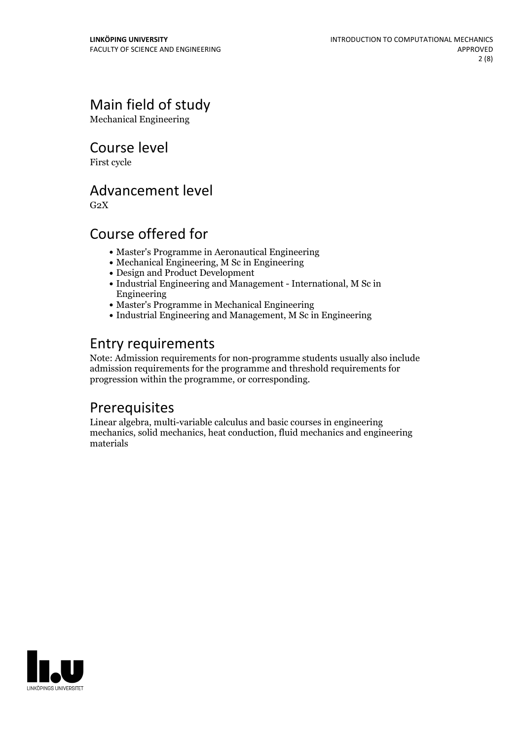# Main field of study

Mechanical Engineering

# Course level

First cycle

# Advancement level

G2X

# Course offered for

- Master's Programme in Aeronautical Engineering
- Mechanical Engineering, M Sc in Engineering
- Design and Product Development
- Industrial Engineering and Management - International, M Sc in Engineering
- Master's Programme in Mechanical Engineering
- Industrial Engineering and Management, M Sc in Engineering

# Entry requirements

Note: Admission requirements for non-programme students usually also include admission requirements for the programme and threshold requirements for progression within the programme, or corresponding.

# Prerequisites

Linear algebra, multi-variable calculus and basic courses in engineering mechanics, solid mechanics, heat conduction, fluid mechanics and engineering materials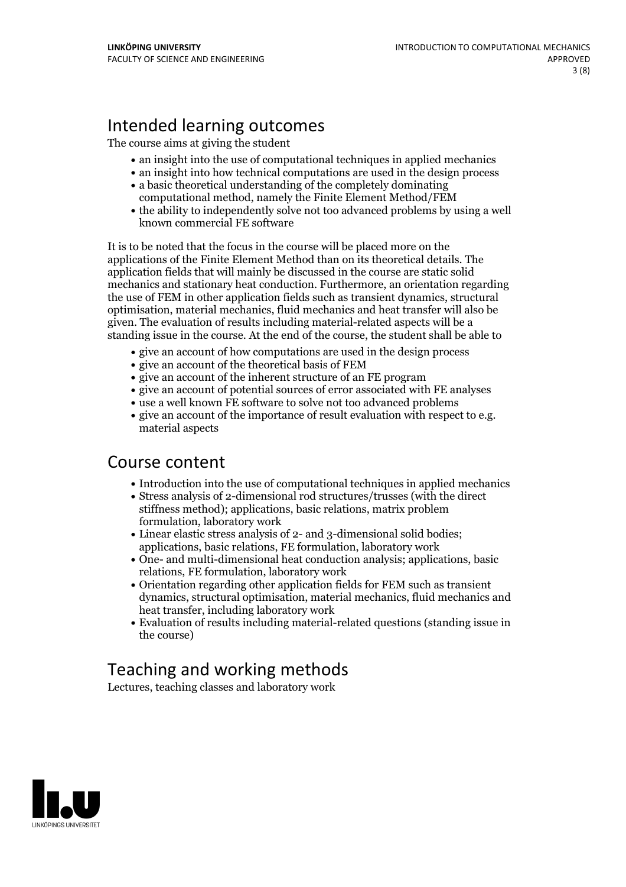# Intended learning outcomes

The course aims at giving the student

- an insight into the use of computational techniques in applied mechanics
- an insight into how technical computations are used in the design process
- a basic theoretical understanding of the completely dominating computational method, namely the Finite Element Method/FEM
- the ability to independently solve not too advanced problems by using a well known commercial FE software

It is to be noted that the focus in the course will be placed more on the applications of the Finite Element Method than on its theoretical details. The application fields that will mainly be discussed in the course are static solid mechanics and stationary heat conduction. Furthermore, an orientation regarding the use of FEM in other application fields such as transient dynamics, structural optimisation, material mechanics, fluid mechanics and heat transfer will also be given. The evaluation of results including material-related aspects will be a standing issue in the course. At the end of the course, the student shall be able to

- give an account of how computations are used in the design process
- give an account of the theoretical basis of FEM
- give an account of the inherent structure of an FE program
- give an account of potential sources of error associated with FE analyses
- use a well known FE software to solve not too advanced problems
- give an account of the importance of result evaluation with respect to e.g. material aspects

# Course content

- Introduction into the use of computational techniques in applied mechanics
- Stress analysis of 2-dimensional rod structures/trusses (with the direct stiffness method); applications, basic relations, matrix problem formulation, laboratory work
- Linear elastic stress analysis of 2- and 3-dimensional solid bodies; applications, basic relations, FE formulation, laboratory work
- One- and multi-dimensional heat conduction analysis; applications, basic relations, FE formulation, laboratory work
- Orientation regarding other application fields for FEM such as transient dynamics, structural optimisation, material mechanics, fluid mechanics and heat transfer, including laboratory work
- Evaluation of results including material-related questions (standing issue in the course)

# Teaching and working methods

Lectures, teaching classes and laboratory work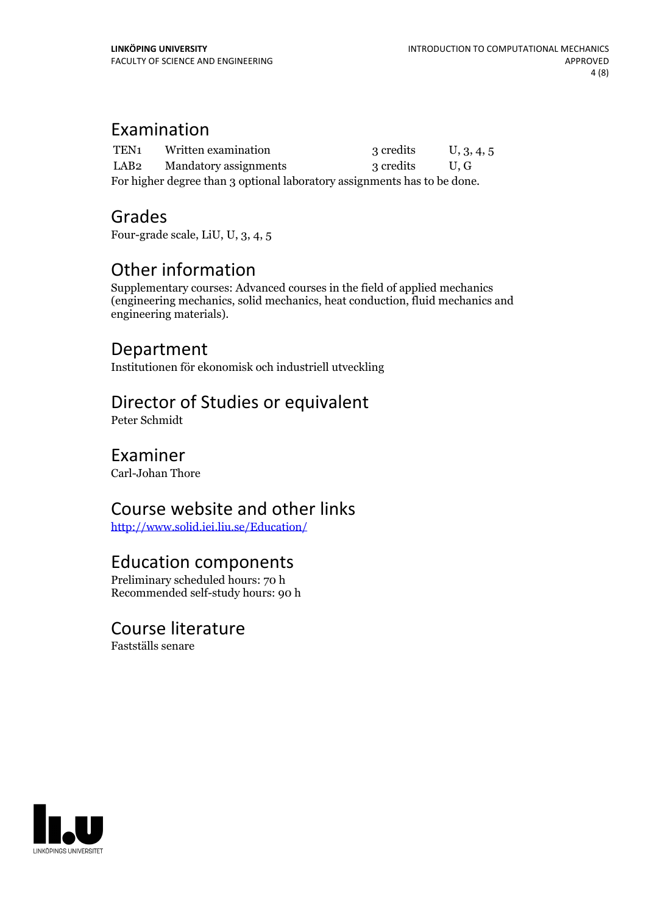## Examination

| | | | |
|---|---|---|---|
| TEN1 | Written examination | 3 credits | U, 3, 4, 5 |
| LAB2 | Mandatory assignments | 3 credits | U, G |

For higher degree than 3 optional laboratory assignments has to be done.

## Grades

Four-grade scale, LiU, U, 3, 4, 5

## Other information

Supplementary courses: Advanced courses in the field of applied mechanics (engineering mechanics, solid mechanics, heat conduction, fluid mechanics and engineering materials).

## Department

Institutionen för ekonomisk och industriell utveckling

## Director of Studies or equivalent

Peter Schmidt

## Examiner

Carl-Johan Thore

## Course website and other links

http://www.solid.iei.liu.se/Education/

## Education components

Preliminary scheduled hours: 70 h
Recommended self-study hours: 90 h

## Course literature

Fastställs senare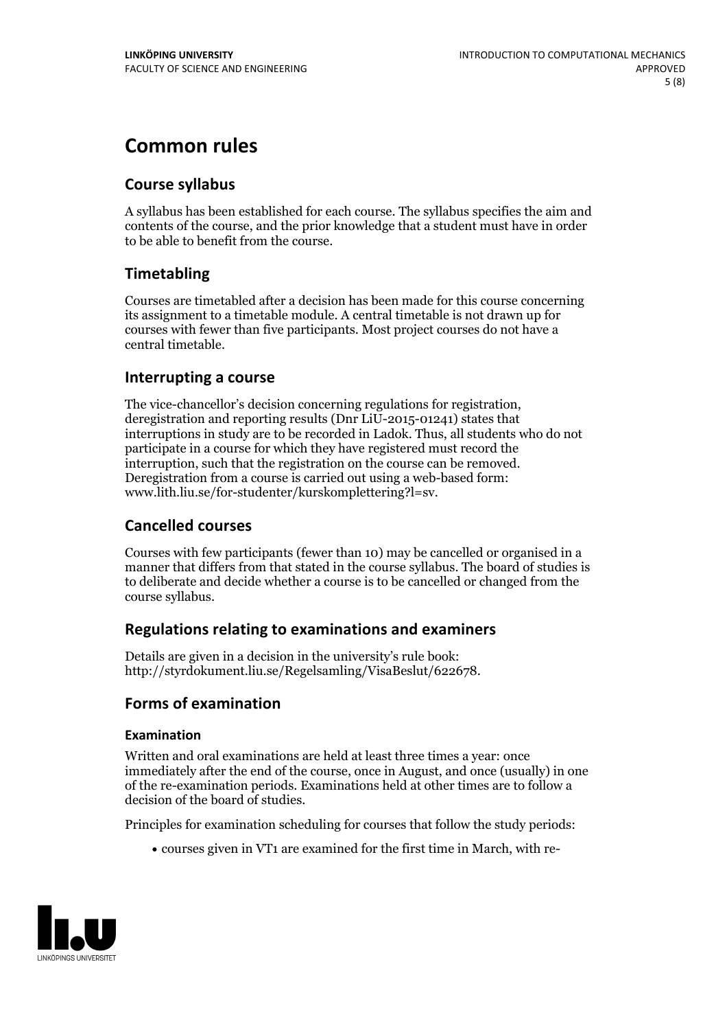# Common rules

## Course syllabus

A syllabus has been established for each course. The syllabus specifies the aim and contents of the course, and the prior knowledge that a student must have in order to be able to benefit from the course.

## Timetabling

Courses are timetabled after a decision has been made for this course concerning its assignment to a timetable module. A central timetable is not drawn up for courses with fewer than five participants. Most project courses do not have a central timetable.

## Interrupting a course

The vice-chancellor's decision concerning regulations for registration, deregistration and reporting results (Dnr LiU-2015-01241) states that interruptions in study are to be recorded in Ladok. Thus, all students who do not participate in a course for which they have registered must record the interruption, such that the registration on the course can be removed. Deregistration from a course is carried out using a web-based form: www.lith.liu.se/for-studenter/kurskomplettering?l=sv.

## Cancelled courses

Courses with few participants (fewer than 10) may be cancelled or organised in a manner that differs from that stated in the course syllabus. The board of studies is to deliberate and decide whether a course is to be cancelled or changed from the course syllabus.

## Regulations relating to examinations and examiners

Details are given in a decision in the university's rule book: http://styrdokument.liu.se/Regelsamling/VisaBeslut/622678.

## Forms of examination

### Examination

Written and oral examinations are held at least three times a year: once immediately after the end of the course, once in August, and once (usually) in one of the re-examination periods. Examinations held at other times are to follow a decision of the board of studies.

Principles for examination scheduling for courses that follow the study periods:

- courses given in VT1 are examined for the first time in March, with re-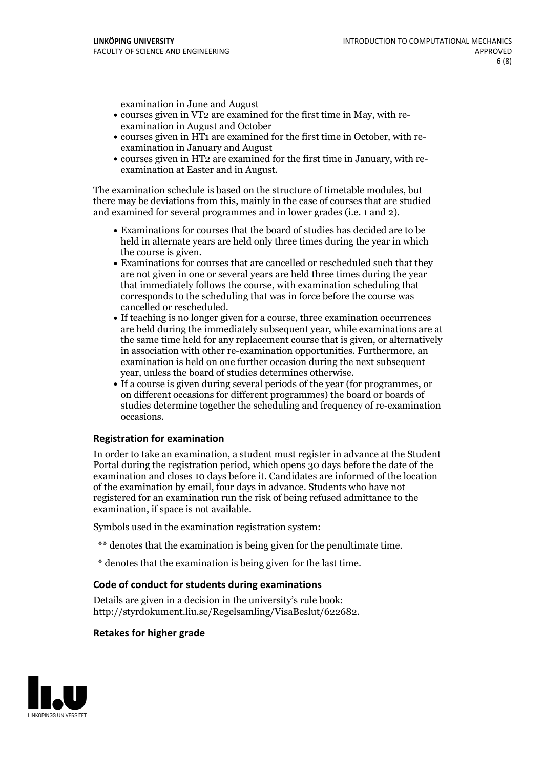examination in June and August

- courses given in VT2 are examined for the first time in May, with re-examination in August and October
- courses given in HT1 are examined for the first time in October, with re-examination in January and August
- courses given in HT2 are examined for the first time in January, with re-examination at Easter and in August.

The examination schedule is based on the structure of timetable modules, but there may be deviations from this, mainly in the case of courses that are studied and examined for several programmes and in lower grades (i.e. 1 and 2).

- Examinations for courses that the board of studies has decided are to be held in alternate years are held only three times during the year in which the course is given.
- Examinations for courses that are cancelled or rescheduled such that they are not given in one or several years are held three times during the year that immediately follows the course, with examination scheduling that corresponds to the scheduling that was in force before the course was cancelled or rescheduled.
- If teaching is no longer given for a course, three examination occurrences are held during the immediately subsequent year, while examinations are at the same time held for any replacement course that is given, or alternatively in association with other re-examination opportunities. Furthermore, an examination is held on one further occasion during the next subsequent year, unless the board of studies determines otherwise.
- If a course is given during several periods of the year (for programmes, or on different occasions for different programmes) the board or boards of studies determine together the scheduling and frequency of re-examination occasions.

### Registration for examination

In order to take an examination, a student must register in advance at the Student Portal during the registration period, which opens 30 days before the date of the examination and closes 10 days before it. Candidates are informed of the location of the examination by email, four days in advance. Students who have not registered for an examination run the risk of being refused admittance to the examination, if space is not available.

Symbols used in the examination registration system:

** denotes that the examination is being given for the penultimate time.

* denotes that the examination is being given for the last time.

### Code of conduct for students during examinations

Details are given in a decision in the university's rule book: http://styrdokument.liu.se/Regelsamling/VisaBeslut/622682.

### Retakes for higher grade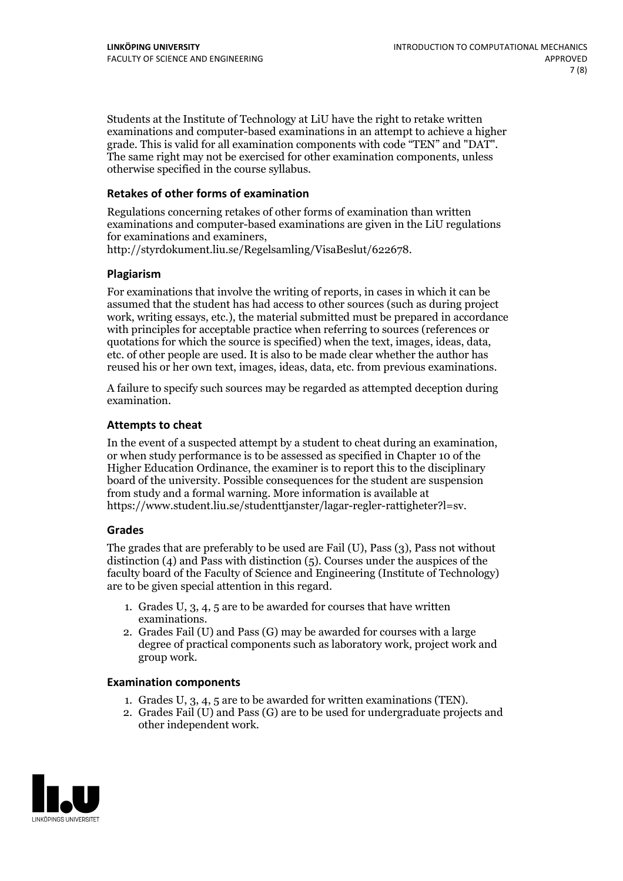Students at the Institute of Technology at LiU have the right to retake written examinations and computer-based examinations in an attempt to achieve a higher grade. This is valid for all examination components with code "TEN" and "DAT". The same right may not be exercised for other examination components, unless otherwise specified in the course syllabus.

### Retakes of other forms of examination

Regulations concerning retakes of other forms of examination than written examinations and computer-based examinations are given in the LiU regulations for examinations and examiners, http://styrdokument.liu.se/Regelsamling/VisaBeslut/622678.

### Plagiarism

For examinations that involve the writing of reports, in cases in which it can be assumed that the student has had access to other sources (such as during project work, writing essays, etc.), the material submitted must be prepared in accordance with principles for acceptable practice when referring to sources (references or quotations for which the source is specified) when the text, images, ideas, data, etc. of other people are used. It is also to be made clear whether the author has reused his or her own text, images, ideas, data, etc. from previous examinations.

A failure to specify such sources may be regarded as attempted deception during examination.

### Attempts to cheat

In the event of a suspected attempt by a student to cheat during an examination, or when study performance is to be assessed as specified in Chapter 10 of the Higher Education Ordinance, the examiner is to report this to the disciplinary board of the university. Possible consequences for the student are suspension from study and a formal warning. More information is available at https://www.student.liu.se/studenttjanster/lagar-regler-rattigheter?l=sv.

### Grades

The grades that are preferably to be used are Fail (U), Pass (3), Pass not without distinction (4) and Pass with distinction (5). Courses under the auspices of the faculty board of the Faculty of Science and Engineering (Institute of Technology) are to be given special attention in this regard.

1. Grades U, 3, 4, 5 are to be awarded for courses that have written examinations.
2. Grades Fail (U) and Pass (G) may be awarded for courses with a large degree of practical components such as laboratory work, project work and group work.

### Examination components

1. Grades U, 3, 4, 5 are to be awarded for written examinations (TEN).
2. Grades Fail (U) and Pass (G) are to be used for undergraduate projects and other independent work.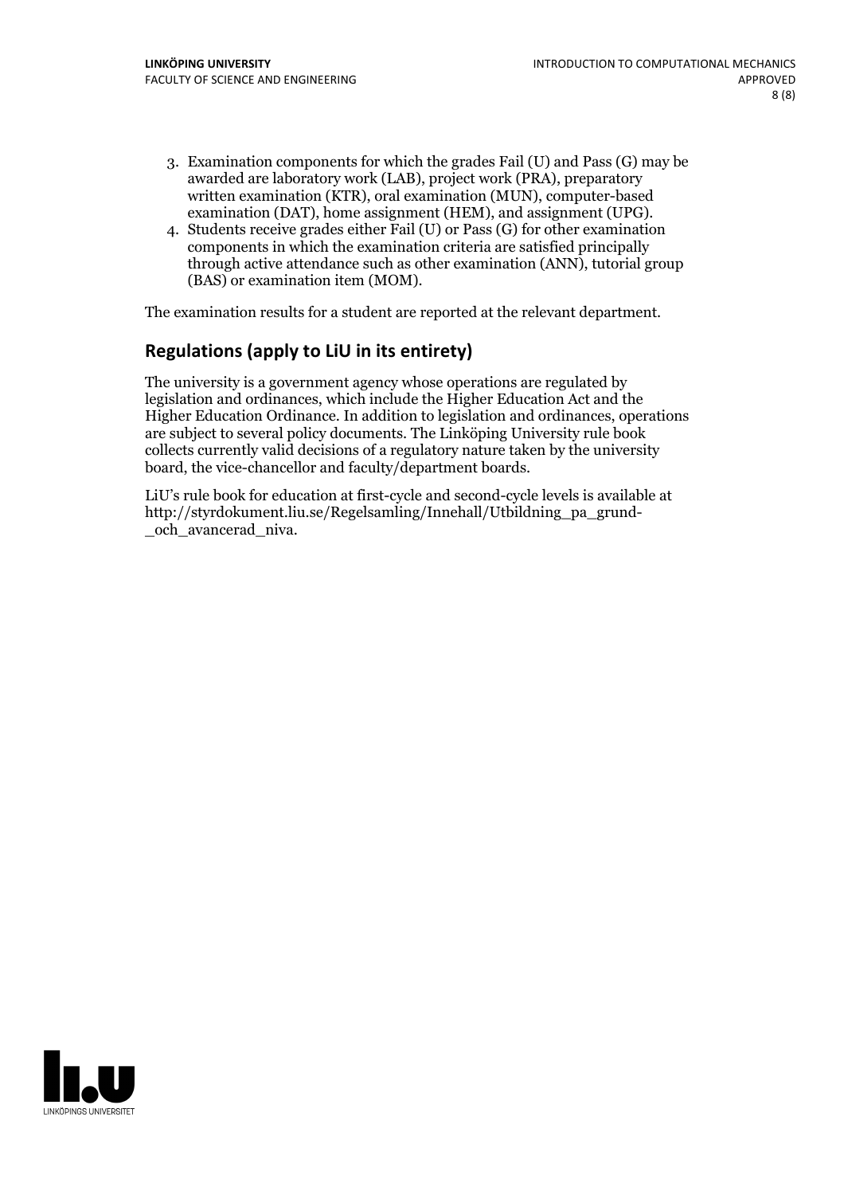3. Examination components for which the grades Fail (U) and Pass (G) may be awarded are laboratory work (LAB), project work (PRA), preparatory written examination (KTR), oral examination (MUN), computer-based examination (DAT), home assignment (HEM), and assignment (UPG).
4. Students receive grades either Fail (U) or Pass (G) for other examination components in which the examination criteria are satisfied principally through active attendance such as other examination (ANN), tutorial group (BAS) or examination item (MOM).

The examination results for a student are reported at the relevant department.

## Regulations (apply to LiU in its entirety)

The university is a government agency whose operations are regulated by legislation and ordinances, which include the Higher Education Act and the Higher Education Ordinance. In addition to legislation and ordinances, operations are subject to several policy documents. The Linköping University rule book collects currently valid decisions of a regulatory nature taken by the university board, the vice-chancellor and faculty/department boards.

LiU's rule book for education at first-cycle and second-cycle levels is available at http://styrdokument.liu.se/Regelsamling/Innehall/Utbildning_pa_grund-_och_avancerad_niva.